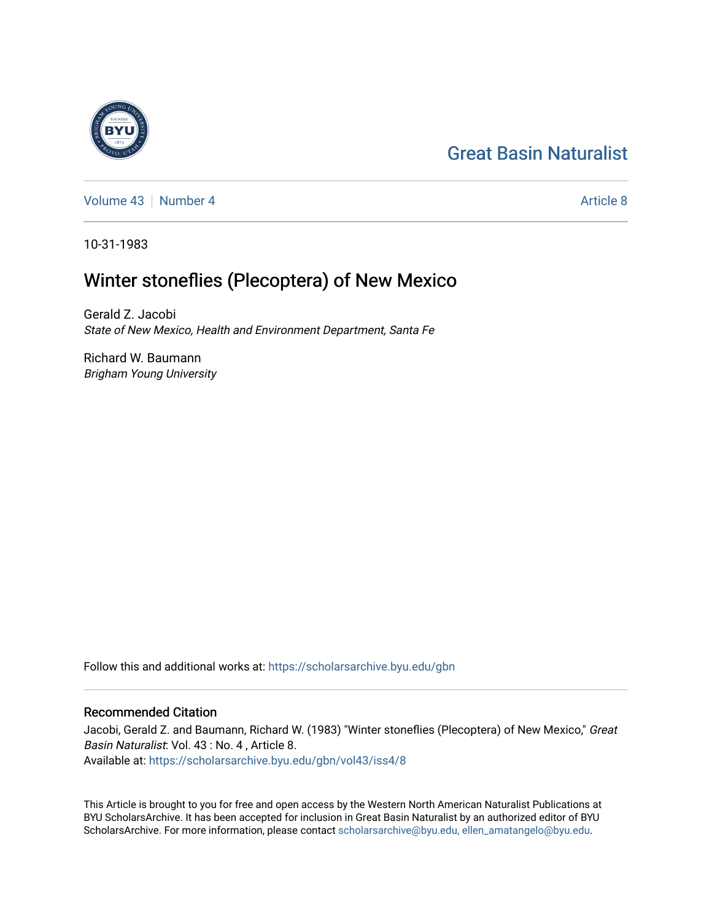Great Basin Naturalist

Volume 43 | Number 4 Article 8

10-31-1983

# Winter stoneflies (Plecoptera) of New Mexico

Gerald Z. Jacobi
*State of New Mexico, Health and Environment Department, Santa Fe*

Richard W. Baumann
*Brigham Young University*

Follow this and additional works at: https://scholarsarchive.byu.edu/gbn

## Recommended Citation

Jacobi, Gerald Z. and Baumann, Richard W. (1983) "Winter stoneflies (Plecoptera) of New Mexico," *Great Basin Naturalist*: Vol. 43 : No. 4 , Article 8.
Available at: https://scholarsarchive.byu.edu/gbn/vol43/iss4/8

This Article is brought to you for free and open access by the Western North American Naturalist Publications at BYU ScholarsArchive. It has been accepted for inclusion in Great Basin Naturalist by an authorized editor of BYU ScholarsArchive. For more information, please contact scholarsarchive@byu.edu, ellen_amatangelo@byu.edu.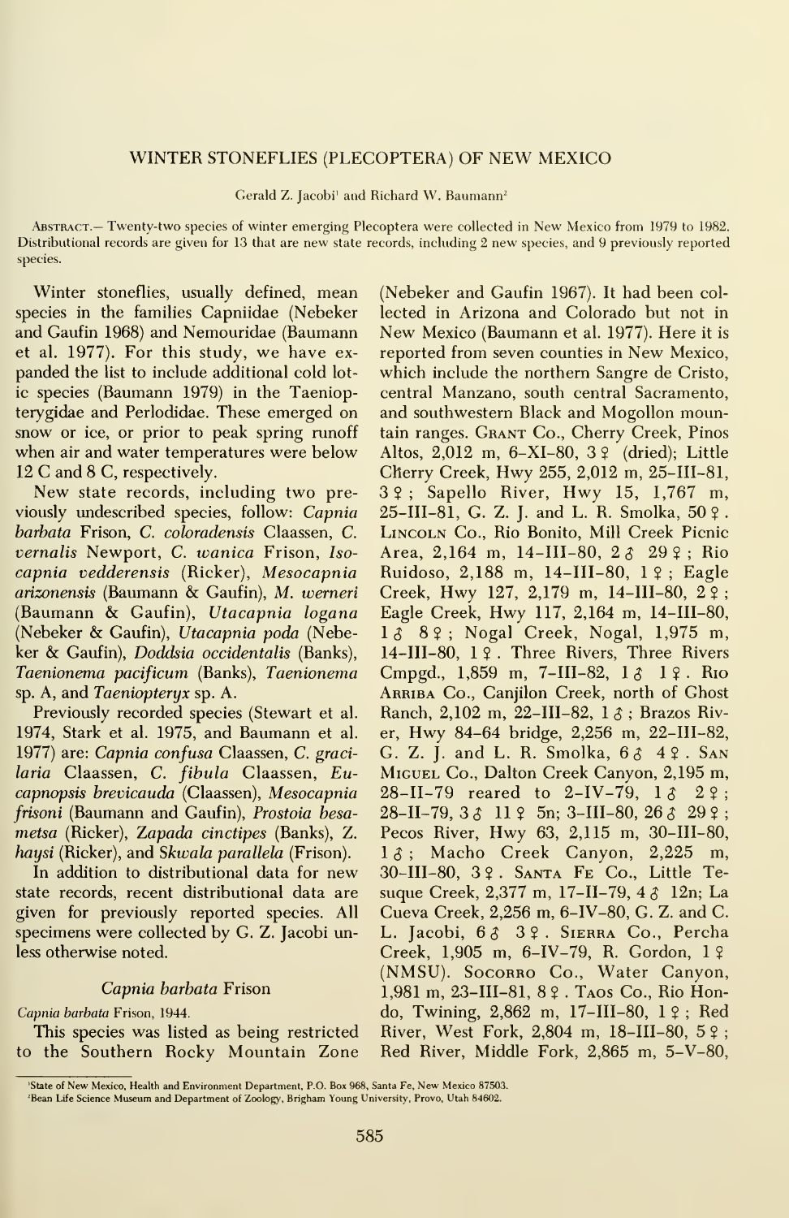# WINTER STONEFLIES (PLECOPTERA) OF NEW MEXICO

Gerald Z. Jacobi[1] and Richard W. Baumann[2]

ABSTRACT.— Twenty-two species of winter emerging Plecoptera were collected in New Mexico from 1979 to 1982. Distributional records are given for 13 that are new state records, including 2 new species, and 9 previously reported species.

Winter stoneflies, usually defined, mean species in the families Capniidae (Nebeker and Gaufin 1968) and Nemouridae (Baumann et al. 1977). For this study, we have expanded the list to include additional cold lotic species (Baumann 1979) in the Taeniopterygidae and Perlodidae. These emerged on snow or ice, or prior to peak spring runoff when air and water temperatures were below 12 C and 8 C, respectively.

New state records, including two previously undescribed species, follow: *Capnia barbata* Frison, *C. coloradensis* Claassen, *C. vernalis* Newport, *C. wanica* Frison, *Isocapnia vedderensis* (Ricker), *Mesocapnia arizonensis* (Baumann & Gaufin), *M. werneri* (Baumann & Gaufin), *Utacapnia logana* (Nebeker & Gaufin), *Utacapnia poda* (Nebeker & Gaufin), *Doddsia occidentalis* (Banks), *Taenionema pacificum* (Banks), *Taenionema* sp. A, and *Taeniopteryx* sp. A.

Previously recorded species (Stewart et al. 1974, Stark et al. 1975, and Baumann et al. 1977) are: *Capnia confusa* Claassen, *C. gracilaria* Claassen, *C. fibula* Claassen, *Eucapnopsis brevicauda* (Claassen), *Mesocapnia frisoni* (Baumann and Gaufin), *Prostoia besametsa* (Ricker), *Zapada cinctipes* (Banks), *Z. haysi* (Ricker), and *Skwala parallela* (Frison).

In addition to distributional data for new state records, recent distributional data are given for previously reported species. All specimens were collected by G. Z. Jacobi unless otherwise noted.

### *Capnia barbata* Frison

*Capnia barbata* Frison, 1944.

This species was listed as being restricted to the Southern Rocky Mountain Zone (Nebeker and Gaufin 1967). It had been collected in Arizona and Colorado but not in New Mexico (Baumann et al. 1977). Here it is reported from seven counties in New Mexico, which include the northern Sangre de Cristo, central Manzano, south central Sacramento, and southwestern Black and Mogollon mountain ranges. GRANT Co., Cherry Creek, Pinos Altos, 2,012 m, 6–XI–80, 3 ♀ (dried); Little Cherry Creek, Hwy 255, 2,012 m, 25–III–81, 3 ♀; Sapello River, Hwy 15, 1,767 m, 25–III–81, G. Z. J. and L. R. Smolka, 50 ♀. LINCOLN Co., Rio Bonito, Mill Creek Picnic Area, 2,164 m, 14–III–80, 2 ♂ 29 ♀; Rio Ruidoso, 2,188 m, 14–III–80, 1 ♀; Eagle Creek, Hwy 127, 2,179 m, 14–III–80, 2 ♀; Eagle Creek, Hwy 117, 2,164 m, 14–III–80, 1 ♂ 8 ♀; Nogal Creek, Nogal, 1,975 m, 14–III–80, 1 ♀. Three Rivers, Three Rivers Cmpgd., 1,859 m, 7–III–82, 1 ♂ 1 ♀. RIO ARRIBA Co., Canjilon Creek, north of Ghost Ranch, 2,102 m, 22–III–82, 1 ♂; Brazos River, Hwy 84–64 bridge, 2,256 m, 22–III–82, G. Z. J. and L. R. Smolka, 6 ♂ 4 ♀. SAN MIGUEL Co., Dalton Creek Canyon, 2,195 m, 28–II–79 reared to 2–IV–79, 1 ♂ 2 ♀; 28–II–79, 3 ♂ 11 ♀ 5n; 3–III–80, 26 ♂ 29 ♀; Pecos River, Hwy 63, 2,115 m, 30–III–80, 1 ♂; Macho Creek Canyon, 2,225 m, 30–III–80, 3 ♀. SANTA FE Co., Little Tesuque Creek, 2,377 m, 17–II–79, 4 ♂ 12n; La Cueva Creek, 2,256 m, 6–IV–80, G. Z. and C. L. Jacobi, 6 ♂ 3 ♀. SIERRA Co., Percha Creek, 1,905 m, 6–IV–79, R. Gordon, 1 ♀ (NMSU). SOCORRO Co., Water Canyon, 1,981 m, 23–III–81, 8 ♀. TAOS Co., Rio Hondo, Twining, 2,862 m, 17–III–80, 1 ♀; Red River, West Fork, 2,804 m, 18–III–80, 5 ♀; Red River, Middle Fork, 2,865 m, 5–V–80,

---

[1]State of New Mexico, Health and Environment Department, P.O. Box 968, Santa Fe, New Mexico 87503.

[2]Bean Life Science Museum and Department of Zoology, Brigham Young University, Provo, Utah 84602.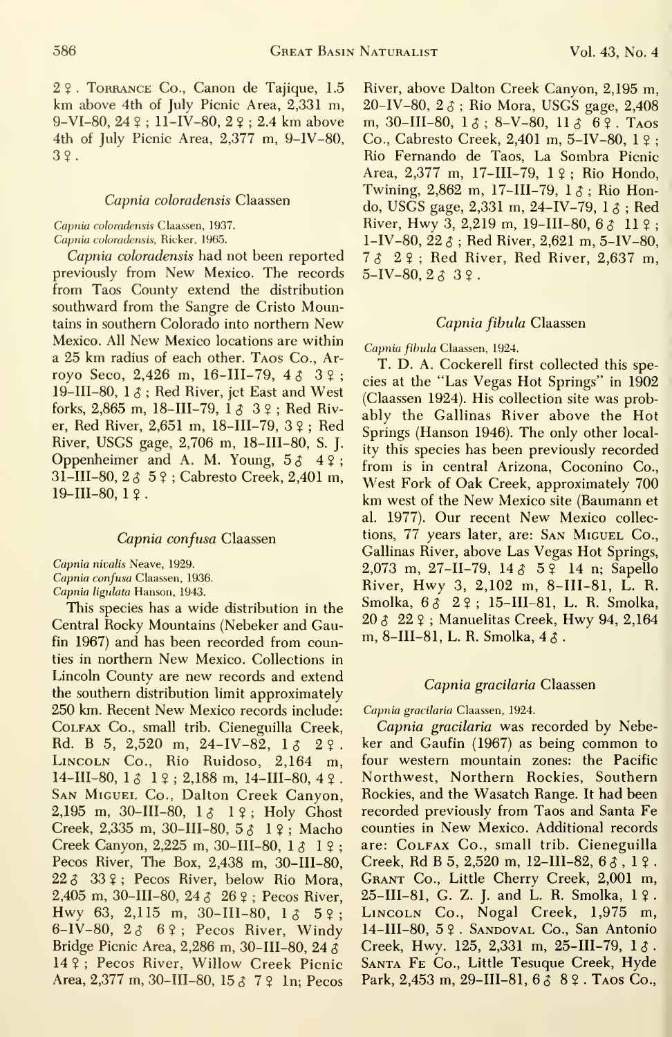2 ♀. Torrance Co., Canon de Tajique, 1.5 km above 4th of July Picnic Area, 2,331 m, 9-VI-80, 24 ♀; 11-IV-80, 2 ♀; 2.4 km above 4th of July Picnic Area, 2,377 m, 9-IV-80, 3 ♀.

### *Capnia coloradensis* Claassen

*Capnia coloradensis* Claassen, 1937.
*Capnia coloradensis*, Ricker, 1965.

*Capnia coloradensis* had not been reported previously from New Mexico. The records from Taos County extend the distribution southward from the Sangre de Cristo Mountains in southern Colorado into northern New Mexico. All New Mexico locations are within a 25 km radius of each other. Taos Co., Arroyo Seco, 2,426 m, 16-III-79, 4 ♂ 3 ♀; 19-III-80, 1 ♂; Red River, jct East and West forks, 2,865 m, 18-III-79, 1 ♂ 3 ♀; Red River, Red River, 2,651 m, 18-III-79, 3 ♀; Red River, USGS gage, 2,706 m, 18-III-80, S. J. Oppenheimer and A. M. Young, 5 ♂ 4 ♀; 31-III-80, 2 ♂ 5 ♀; Cabresto Creek, 2,401 m, 19-III-80, 1 ♀.

### *Capnia confusa* Claassen

*Capnia nivalis* Neave, 1929.
*Capnia confusa* Claassen, 1936.
*Capnia ligulata* Hanson, 1943.

This species has a wide distribution in the Central Rocky Mountains (Nebeker and Gaufin 1967) and has been recorded from counties in northern New Mexico. Collections in Lincoln County are new records and extend the southern distribution limit approximately 250 km. Recent New Mexico records include: Colfax Co., small trib. Cieneguilla Creek, Rd. B 5, 2,520 m, 24-IV-82, 1 ♂ 2 ♀. Lincoln Co., Rio Ruidoso, 2,164 m, 14-III-80, 1 ♂ 1 ♀; 2,188 m, 14-III-80, 4 ♀. San Miguel Co., Dalton Creek Canyon, 2,195 m, 30-III-80, 1 ♂ 1 ♀; Holy Ghost Creek, 2,335 m, 30-III-80, 5 ♂ 1 ♀; Macho Creek Canyon, 2,225 m, 30-III-80, 1 ♂ 1 ♀; Pecos River, The Box, 2,438 m, 30-III-80, 22 ♂ 33 ♀; Pecos River, below Rio Mora, 2,405 m, 30-III-80, 24 ♂ 26 ♀; Pecos River, Hwy 63, 2,115 m, 30-III-80, 1 ♂ 5 ♀; 6-IV-80, 2 ♂ 6 ♀; Pecos River, Windy Bridge Picnic Area, 2,286 m, 30-III-80, 24 ♂ 14 ♀; Pecos River, Willow Creek Picnic Area, 2,377 m, 30-III-80, 15 ♂ 7 ♀ 1n; Pecos River, above Dalton Creek Canyon, 2,195 m, 20-IV-80, 2 ♂; Rio Mora, USGS gage, 2,408 m, 30-III-80, 1 ♂; 8-V-80, 11 ♂ 6 ♀. Taos Co., Cabresto Creek, 2,401 m, 5-IV-80, 1 ♀; Rio Fernando de Taos, La Sombra Picnic Area, 2,377 m, 17-III-79, 1 ♀; Rio Hondo, Twining, 2,862 m, 17-III-79, 1 ♂; Rio Hondo, USGS gage, 2,331 m, 24-IV-79, 1 ♂; Red River, Hwy 3, 2,219 m, 19-III-80, 6 ♂ 11 ♀; 1-IV-80, 22 ♂; Red River, 2,621 m, 5-IV-80, 7 ♂ 2 ♀; Red River, Red River, 2,637 m, 5-IV-80, 2 ♂ 3 ♀.

### *Capnia fibula* Claassen

*Capnia fibula* Claassen, 1924.

T. D. A. Cockerell first collected this species at the "Las Vegas Hot Springs" in 1902 (Claassen 1924). His collection site was probably the Gallinas River above the Hot Springs (Hanson 1946). The only other locality this species has been previously recorded from is in central Arizona, Coconino Co., West Fork of Oak Creek, approximately 700 km west of the New Mexico site (Baumann et al. 1977). Our recent New Mexico collections, 77 years later, are: San Miguel Co., Gallinas River, above Las Vegas Hot Springs, 2,073 m, 27-II-79, 14 ♂ 5 ♀ 14 n; Sapello River, Hwy 3, 2,102 m, 8-III-81, L. R. Smolka, 6 ♂ 2 ♀; 15-III-81, L. R. Smolka, 20 ♂ 22 ♀; Manuelitas Creek, Hwy 94, 2,164 m, 8-III-81, L. R. Smolka, 4 ♂.

### *Capnia gracilaria* Claassen

*Capnia gracilaria* Claassen, 1924.

*Capnia gracilaria* was recorded by Nebeker and Gaufin (1967) as being common to four western mountain zones: the Pacific Northwest, Northern Rockies, Southern Rockies, and the Wasatch Range. It had been recorded previously from Taos and Santa Fe counties in New Mexico. Additional records are: Colfax Co., small trib. Cieneguilla Creek, Rd B 5, 2,520 m, 12-III-82, 6 ♂, 1 ♀. Grant Co., Little Cherry Creek, 2,001 m, 25-III-81, G. Z. J. and L. R. Smolka, 1 ♀. Lincoln Co., Nogal Creek, 1,975 m, 14-III-80, 5 ♀. Sandoval Co., San Antonio Creek, Hwy. 125, 2,331 m, 25-III-79, 1 ♂. Santa Fe Co., Little Tesuque Creek, Hyde Park, 2,453 m, 29-III-81, 6 ♂ 8 ♀. Taos Co.,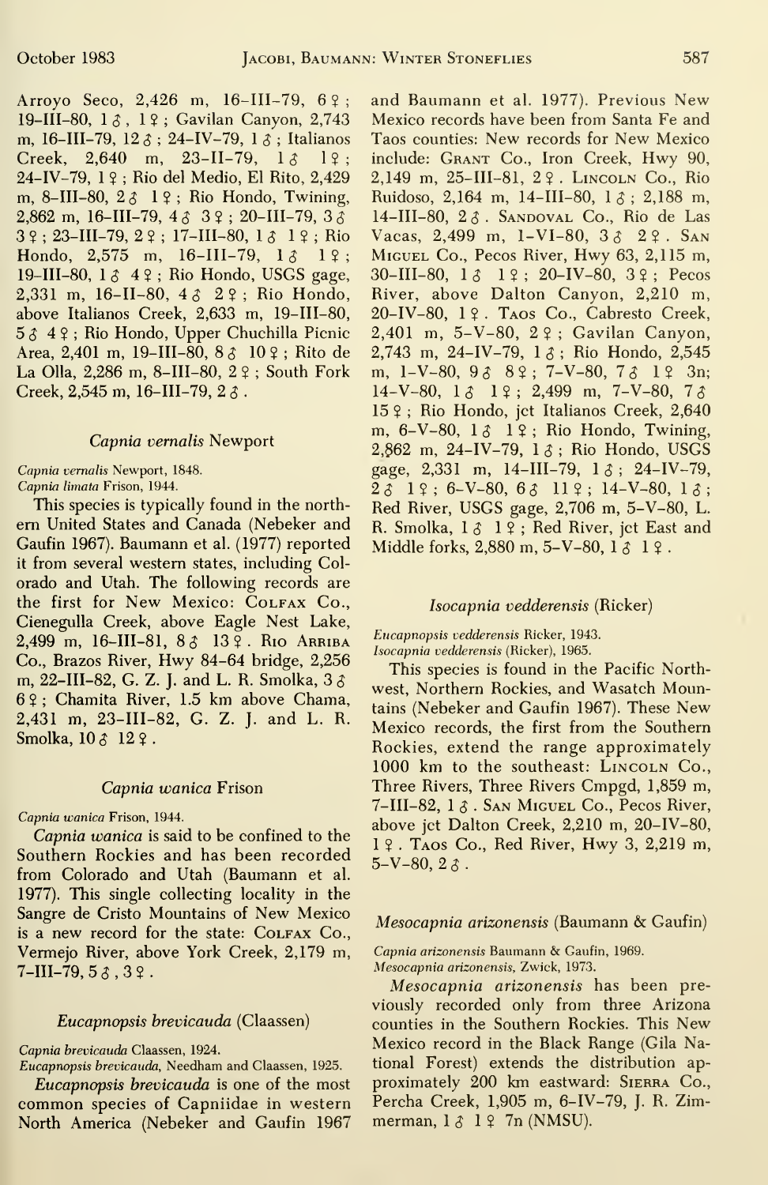Arroyo Seco, 2,426 m, 16–III–79, 6 ♀; 19–III–80, 1 ♂, 1 ♀; Gavilan Canyon, 2,743 m, 16–III–79, 12 ♂; 24–IV–79, 1 ♂; Italianos Creek, 2,640 m, 23–II–79, 1 ♂ 1 ♀; 24–IV–79, 1 ♀; Rio del Medio, El Rito, 2,429 m, 8–III–80, 2 ♂ 1 ♀; Rio Hondo, Twining, 2,862 m, 16–III–79, 4 ♂ 3 ♀; 20–III–79, 3 ♂ 3 ♀; 23–III–79, 2 ♀; 17–III–80, 1 ♂ 1 ♀; Rio Hondo, 2,575 m, 16–III–79, 1 ♂ 1 ♀; 19–III–80, 1 ♂ 4 ♀; Rio Hondo, USGS gage, 2,331 m, 16–II–80, 4 ♂ 2 ♀; Rio Hondo, above Italianos Creek, 2,633 m, 19–III–80, 5 ♂ 4 ♀; Rio Hondo, Upper Chuchilla Picnic Area, 2,401 m, 19–III–80, 8 ♂ 10 ♀; Rito de La Olla, 2,286 m, 8–III–80, 2 ♀; South Fork Creek, 2,545 m, 16–III–79, 2 ♂.

### *Capnia vernalis* Newport

*Capnia vernalis* Newport, 1848.
*Capnia limata* Frison, 1944.

This species is typically found in the northern United States and Canada (Nebeker and Gaufin 1967). Baumann et al. (1977) reported it from several western states, including Colorado and Utah. The following records are the first for New Mexico: Colfax Co., Cienegulla Creek, above Eagle Nest Lake, 2,499 m, 16–III–81, 8 ♂ 13 ♀. Rio Arriba Co., Brazos River, Hwy 84–64 bridge, 2,256 m, 22–III–82, G. Z. J. and L. R. Smolka, 3 ♂ 6 ♀; Chamita River, 1.5 km above Chama, 2,431 m, 23–III–82, G. Z. J. and L. R. Smolka, 10 ♂ 12 ♀.

### *Capnia wanica* Frison

*Capnia wanica* Frison, 1944.

*Capnia wanica* is said to be confined to the Southern Rockies and has been recorded from Colorado and Utah (Baumann et al. 1977). This single collecting locality in the Sangre de Cristo Mountains of New Mexico is a new record for the state: Colfax Co., Vermejo River, above York Creek, 2,179 m, 7–III–79, 5 ♂, 3 ♀.

### *Eucapnopsis brevicauda* (Claassen)

*Capnia brevicauda* Claassen, 1924.
*Eucapnopsis brevicauda*, Needham and Claassen, 1925.

*Eucapnopsis brevicauda* is one of the most common species of Capniidae in western North America (Nebeker and Gaufin 1967 and Baumann et al. 1977). Previous New Mexico records have been from Santa Fe and Taos counties: New records for New Mexico include: Grant Co., Iron Creek, Hwy 90, 2,149 m, 25–III–81, 2 ♀. Lincoln Co., Rio Ruidoso, 2,164 m, 14–III–80, 1 ♂; 2,188 m, 14–III–80, 2 ♂. Sandoval Co., Rio de Las Vacas, 2,499 m, 1–VI–80, 3 ♂ 2 ♀. San Miguel Co., Pecos River, Hwy 63, 2,115 m, 30–III–80, 1 ♂ 1 ♀; 20–IV–80, 3 ♀; Pecos River, above Dalton Canyon, 2,210 m, 20–IV–80, 1 ♀. Taos Co., Cabresto Creek, 2,401 m, 5–V–80, 2 ♀; Gavilan Canyon, 2,743 m, 24–IV–79, 1 ♂; Rio Hondo, 2,545 m, 1–V–80, 9 ♂ 8 ♀; 7–V–80, 7 ♂ 1 ♀ 3n; 14–V–80, 1 ♂ 1 ♀; 2,499 m, 7–V–80, 7 ♂ 15 ♀; Rio Hondo, jct Italianos Creek, 2,640 m, 6–V–80, 1 ♂ 1 ♀; Rio Hondo, Twining, 2,862 m, 24–IV–79, 1 ♂; Rio Hondo, USGS gage, 2,331 m, 14–III–79, 1 ♂; 24–IV–79, 2 ♂ 1 ♀; 6–V–80, 6 ♂ 11 ♀; 14–V–80, 1 ♂; Red River, USGS gage, 2,706 m, 5–V–80, L. R. Smolka, 1 ♂ 1 ♀; Red River, jct East and Middle forks, 2,880 m, 5–V–80, 1 ♂ 1 ♀.

### *Isocapnia vedderensis* (Ricker)

*Eucapnopsis vedderensis* Ricker, 1943.
*Isocapnia vedderensis* (Ricker), 1965.

This species is found in the Pacific Northwest, Northern Rockies, and Wasatch Mountains (Nebeker and Gaufin 1967). These New Mexico records, the first from the Southern Rockies, extend the range approximately 1000 km to the southeast: Lincoln Co., Three Rivers, Three Rivers Cmpgd, 1,859 m, 7–III–82, 1 ♂. San Miguel Co., Pecos River, above jct Dalton Creek, 2,210 m, 20–IV–80, 1 ♀. Taos Co., Red River, Hwy 3, 2,219 m, 5–V–80, 2 ♂.

### *Mesocapnia arizonensis* (Baumann & Gaufin)

*Capnia arizonensis* Baumann & Gaufin, 1969.
*Mesocapnia arizonensis*, Zwick, 1973.

*Mesocapnia arizonensis* has been previously recorded only from three Arizona counties in the Southern Rockies. This New Mexico record in the Black Range (Gila National Forest) extends the distribution approximately 200 km eastward: Sierra Co., Percha Creek, 1,905 m, 6–IV–79, J. R. Zimmerman, 1 ♂ 1 ♀ 7n (NMSU).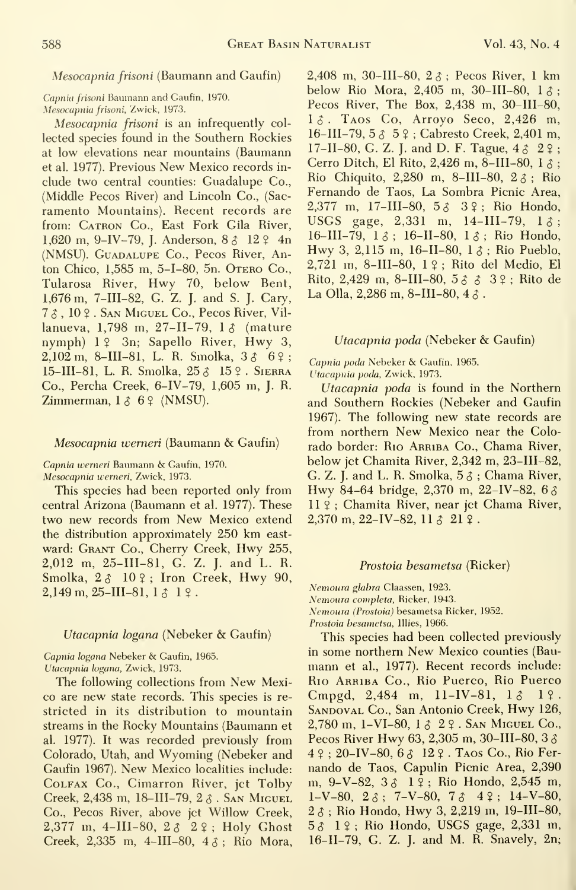### *Mesocapnia frisoni* (Baumann and Gaufin)

*Capnia frisoni* Baumann and Gaufin, 1970.
*Mesocapnia frisoni*, Zwick, 1973.

*Mesocapnia frisoni* is an infrequently collected species found in the Southern Rockies at low elevations near mountains (Baumann et al. 1977). Previous New Mexico records include two central counties: Guadalupe Co., (Middle Pecos River) and Lincoln Co., (Sacramento Mountains). Recent records are from: Catron Co., East Fork Gila River, 1,620 m, 9-IV-79, J. Anderson, 8♂ 12♀ 4n (NMSU). Guadalupe Co., Pecos River, Anton Chico, 1,585 m, 5-I-80, 5n. Otero Co., Tularosa River, Hwy 70, below Bent, 1,676 m, 7-III-82, G. Z. J. and S. J. Cary, 7♂, 10♀. San Miguel Co., Pecos River, Villanueva, 1,798 m, 27-II-79, 1♂ (mature nymph) 1♀ 3n; Sapello River, Hwy 3, 2,102 m, 8-III-81, L. R. Smolka, 3♂ 6♀; 15-III-81, L. R. Smolka, 25♂ 15♀. Sierra Co., Percha Creek, 6-IV-79, 1,605 m, J. R. Zimmerman, 1♂ 6♀ (NMSU).

### *Mesocapnia werneri* (Baumann & Gaufin)

*Capnia werneri* Baumann & Gaufin, 1970.
*Mesocapnia werneri*, Zwick, 1973.

This species had been reported only from central Arizona (Baumann et al. 1977). These two new records from New Mexico extend the distribution approximately 250 km eastward: Grant Co., Cherry Creek, Hwy 255, 2,012 m, 25-III-81, G. Z. J. and L. R. Smolka, 2♂ 10♀; Iron Creek, Hwy 90, 2,149 m, 25-III-81, 1♂ 1♀.

### *Utacapnia logana* (Nebeker & Gaufin)

*Capnia logana* Nebeker & Gaufin, 1965.
*Utacapnia logana*, Zwick, 1973.

The following collections from New Mexico are new state records. This species is restricted in its distribution to mountain streams in the Rocky Mountains (Baumann et al. 1977). It was recorded previously from Colorado, Utah, and Wyoming (Nebeker and Gaufin 1967). New Mexico localities include: Colfax Co., Cimarron River, jct Tolby Creek, 2,438 m, 18-III-79, 2♂. San Miguel Co., Pecos River, above jct Willow Creek, 2,377 m, 4-III-80, 2♂ 2♀; Holy Ghost Creek, 2,335 m, 4-III-80, 4♂; Rio Mora, 2,408 m, 30-III-80, 2♂; Pecos River, 1 km below Rio Mora, 2,405 m, 30-III-80, 1♂; Pecos River, The Box, 2,438 m, 30-III-80, 1♂. Taos Co, Arroyo Seco, 2,426 m, 16-III-79, 5♂ 5♀; Cabresto Creek, 2,401 m, 17-II-80, G. Z. J. and D. F. Tague, 4♂ 2♀; Cerro Ditch, El Rito, 2,426 m, 8-III-80, 1♂; Rio Chiquito, 2,280 m, 8-III-80, 2♂; Rio Fernando de Taos, La Sombra Picnic Area, 2,377 m, 17-III-80, 5♂ 3♀; Rio Hondo, USGS gage, 2,331 m, 14-III-79, 1♂; 16-III-79, 1♂; 16-II-80, 1♂; Rio Hondo, Hwy 3, 2,115 m, 16-II-80, 1♂; Rio Pueblo, 2,721 m, 8-III-80, 1♀; Rito del Medio, El Rito, 2,429 m, 8-III-80, 5♂ ♂ 3♀; Rito de La Olla, 2,286 m, 8-III-80, 4♂.

### *Utacapnia poda* (Nebeker & Gaufin)

*Capnia poda* Nebeker & Gaufin, 1965.
*Utacapnia poda*, Zwick, 1973.

*Utacapnia poda* is found in the Northern and Southern Rockies (Nebeker and Gaufin 1967). The following new state records are from northern New Mexico near the Colorado border: Rio Arriba Co., Chama River, below jct Chamita River, 2,342 m, 23-III-82, G. Z. J. and L. R. Smolka, 5♂; Chama River, Hwy 84-64 bridge, 2,370 m, 22-IV-82, 6♂ 11♀; Chamita River, near jct Chama River, 2,370 m, 22-IV-82, 11♂ 21♀.

### *Prostoia besametsa* (Ricker)

*Nemoura glabra* Claassen, 1923.
*Nemoura completa*, Ricker, 1943.
*Nemoura (Prostoia) besametsa* Ricker, 1952.
*Prostoia besametsa*, Illies, 1966.

This species had been collected previously in some northern New Mexico counties (Baumann et al., 1977). Recent records include: Rio Arriba Co., Rio Puerco, Rio Puerco Cmpgd, 2,484 m, 11-IV-81, 1♂ 1♀. Sandoval Co., San Antonio Creek, Hwy 126, 2,780 m, 1-VI-80, 1♂ 2♀. San Miguel Co., Pecos River Hwy 63, 2,305 m, 30-III-80, 3♂ 4♀; 20-IV-80, 6♂ 12♀. Taos Co., Rio Fernando de Taos, Capulin Picnic Area, 2,390 m, 9-V-82, 3♂ 1♀; Rio Hondo, 2,545 m, 1-V-80, 2♂; 7-V-80, 7♂ 4♀; 14-V-80, 2♂; Rio Hondo, Hwy 3, 2,219 m, 19-III-80, 5♂ 1♀; Rio Hondo, USGS gage, 2,331 m, 16-II-79, G. Z. J. and M. R. Snavely, 2n;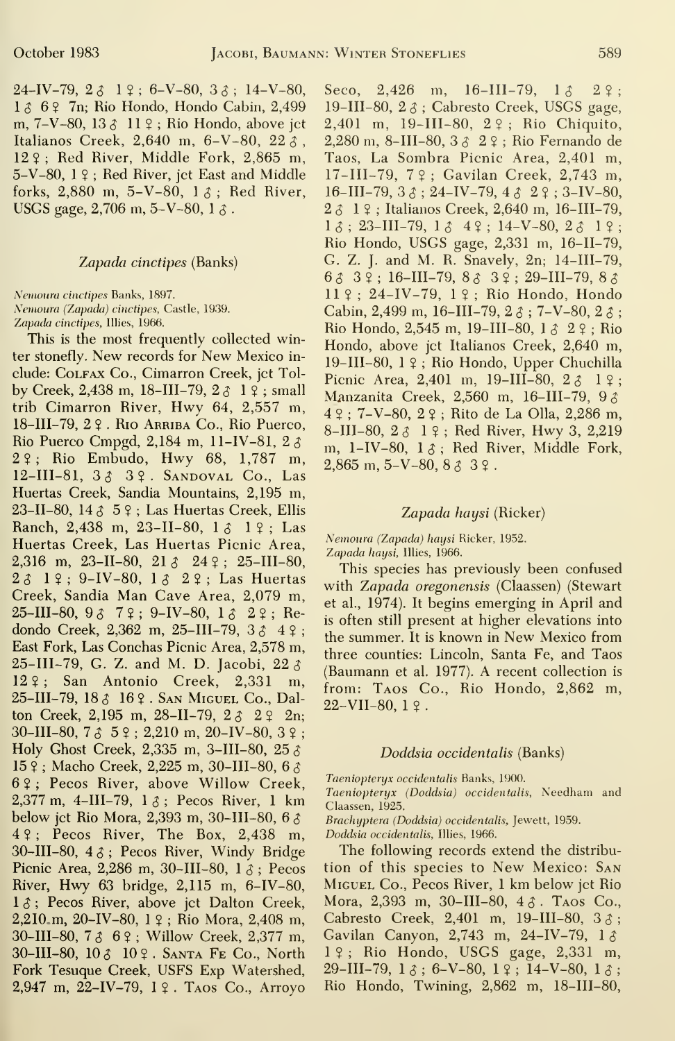24–IV–79, 2♂ 1♀; 6–V–80, 3♂; 14–V–80, 1♂ 6♀ 7n; Rio Hondo, Hondo Cabin, 2,499 m, 7–V–80, 13♂ 11♀; Rio Hondo, above jct Italianos Creek, 2,640 m, 6–V–80, 22♂, 12♀; Red River, Middle Fork, 2,865 m, 5–V–80, 1♀; Red River, jct East and Middle forks, 2,880 m, 5–V–80, 1♂; Red River, USGS gage, 2,706 m, 5–V–80, 1♂.

### *Zapada cinctipes* (Banks)

*Nemoura cinctipes* Banks, 1897.
*Nemoura (Zapada) cinctipes*, Castle, 1939.
*Zapada cinctipes*, Illies, 1966.

This is the most frequently collected winter stonefly. New records for New Mexico include: Colfax Co., Cimarron Creek, jct Tolby Creek, 2,438 m, 18–III–79, 2♂ 1♀; small trib Cimarron River, Hwy 64, 2,557 m, 18–III–79, 2♀. Rio Arriba Co., Rio Puerco, Rio Puerco Cmpgd, 2,184 m, 11–IV–81, 2♂ 2♀; Rio Embudo, Hwy 68, 1,787 m, 12–III–81, 3♂ 3♀. Sandoval Co., Las Huertas Creek, Sandia Mountains, 2,195 m, 23–II–80, 14♂ 5♀; Las Huertas Creek, Ellis Ranch, 2,438 m, 23–II–80, 1♂ 1♀; Las Huertas Creek, Las Huertas Picnic Area, 2,316 m, 23–II–80, 21♂ 24♀; 25–III–80, 2♂ 1♀; 9–IV–80, 1♂ 2♀; Las Huertas Creek, Sandia Man Cave Area, 2,079 m, 25–III–80, 9♂ 7♀; 9–IV–80, 1♂ 2♀; Redondo Creek, 2,362 m, 25–III–79, 3♂ 4♀; East Fork, Las Conchas Picnic Area, 2,578 m, 25–III–79, G. Z. and M. D. Jacobi, 22♂ 12♀; San Antonio Creek, 2,331 m, 25–III–79, 18♂ 16♀. San Miguel Co., Dalton Creek, 2,195 m, 28–II–79, 2♂ 2♀ 2n; 30–III–80, 7♂ 5♀; 2,210 m, 20–IV–80, 3♀; Holy Ghost Creek, 2,335 m, 3–III–80, 25♂ 15♀; Macho Creek, 2,225 m, 30–III–80, 6♂ 6♀; Pecos River, above Willow Creek, 2,377 m, 4–III–79, 1♂; Pecos River, 1 km below jct Rio Mora, 2,393 m, 30–III–80, 6♂ 4♀; Pecos River, The Box, 2,438 m, 30–III–80, 4♂; Pecos River, Windy Bridge Picnic Area, 2,286 m, 30–III–80, 1♂; Pecos River, Hwy 63 bridge, 2,115 m, 6–IV–80, 1♂; Pecos River, above jct Dalton Creek, 2,210 m, 20–IV–80, 1♀; Rio Mora, 2,408 m, 30–III–80, 7♂ 6♀; Willow Creek, 2,377 m, 30–III–80, 10♂ 10♀. Santa Fe Co., North Fork Tesuque Creek, USFS Exp Watershed, 2,947 m, 22–IV–79, 1♀. Taos Co., Arroyo Seco, 2,426 m, 16–III–79, 1♂ 2♀; 19–III–80, 2♂; Cabresto Creek, USGS gage, 2,401 m, 19–III–80, 2♀; Rio Chiquito, 2,280 m, 8–III–80, 3♂ 2♀; Rio Fernando de Taos, La Sombra Picnic Area, 2,401 m, 17–III–79, 7♀; Gavilan Creek, 2,743 m, 16–III–79, 3♂; 24–IV–79, 4♂ 2♀; 3–IV–80, 2♂ 1♀; Italianos Creek, 2,640 m, 16–III–79, 1♂; 23–III–79, 1♂ 4♀; 14–V–80, 2♂ 1♀; Rio Hondo, USGS gage, 2,331 m, 16–II–79, G. Z. J. and M. R. Snavely, 2n; 14–III–79, 6♂ 3♀; 16–III–79, 8♂ 3♀; 29–III–79, 8♂ 11♀; 24–IV–79, 1♀; Rio Hondo, Hondo Cabin, 2,499 m, 16–III–79, 2♂; 7–V–80, 2♂; Rio Hondo, 2,545 m, 19–III–80, 1♂ 2♀; Rio Hondo, above jct Italianos Creek, 2,640 m, 19–III–80, 1♀; Rio Hondo, Upper Chuchilla Picnic Area, 2,401 m, 19–III–80, 2♂ 1♀; Manzanita Creek, 2,560 m, 16–III–79, 9♂ 4♀; 7–V–80, 2♀; Rito de La Olla, 2,286 m, 8–III–80, 2♂ 1♀; Red River, Hwy 3, 2,219 m, 1–IV–80, 1♂; Red River, Middle Fork, 2,865 m, 5–V–80, 8♂ 3♀.

### *Zapada haysi* (Ricker)

*Nemoura (Zapada) haysi* Ricker, 1952.
*Zapada haysi*, Illies, 1966.

This species has previously been confused with *Zapada oregonensis* (Claassen) (Stewart et al., 1974). It begins emerging in April and is often still present at higher elevations into the summer. It is known in New Mexico from three counties: Lincoln, Santa Fe, and Taos (Baumann et al. 1977). A recent collection is from: Taos Co., Rio Hondo, 2,862 m, 22–VII–80, 1♀.

### *Doddsia occidentalis* (Banks)

*Taeniopteryx occidentalis* Banks, 1900.
*Taeniopteryx (Doddsia) occidentalis*, Needham and Claassen, 1925.
*Brachyptera (Doddsia) occidentalis*, Jewett, 1959.
*Doddsia occidentalis*, Illies, 1966.

The following records extend the distribution of this species to New Mexico: San Miguel Co., Pecos River, 1 km below jct Rio Mora, 2,393 m, 30–III–80, 4♂. Taos Co., Cabresto Creek, 2,401 m, 19–III–80, 3♂; Gavilan Canyon, 2,743 m, 24–IV–79, 1♂ 1♀; Rio Hondo, USGS gage, 2,331 m, 29–III–79, 1♂; 6–V–80, 1♀; 14–V–80, 1♂; Rio Hondo, Twining, 2,862 m, 18–III–80,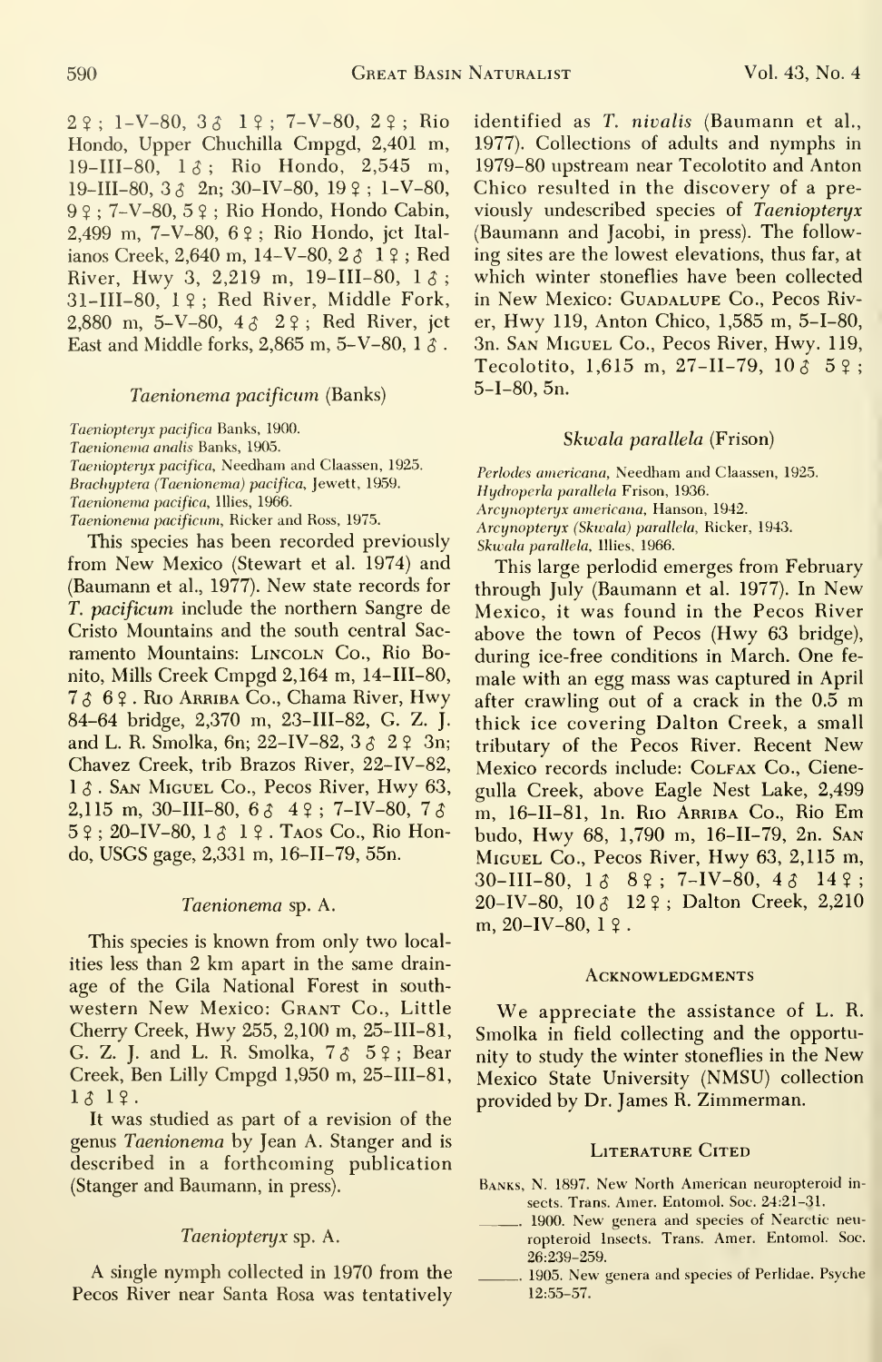2♀; 1-V-80, 3♂ 1♀; 7-V-80, 2♀; Rio Hondo, Upper Chuchilla Cmpgd, 2,401 m, 19-III-80, 1♂; Rio Hondo, 2,545 m, 19-III-80, 3♂ 2n; 30-IV-80, 19♀; 1-V-80, 9♀; 7-V-80, 5♀; Rio Hondo, Hondo Cabin, 2,499 m, 7-V-80, 6♀; Rio Hondo, jct Italianos Creek, 2,640 m, 14-V-80, 2♂ 1♀; Red River, Hwy 3, 2,219 m, 19-III-80, 1♂; 31-III-80, 1♀; Red River, Middle Fork, 2,880 m, 5-V-80, 4♂ 2♀; Red River, jct East and Middle forks, 2,865 m, 5-V-80, 1♂.

### *Taenionema pacificum* (Banks)

*Taeniopteryx pacifica* Banks, 1900.
*Taenionema analis* Banks, 1905.
*Taeniopteryx pacifica*, Needham and Claassen, 1925.
*Brachyptera (Taenionema) pacifica*, Jewett, 1959.
*Taenionema pacifica*, Illies, 1966.
*Taenionema pacificum*, Ricker and Ross, 1975.

This species has been recorded previously from New Mexico (Stewart et al. 1974) and (Baumann et al., 1977). New state records for *T. pacificum* include the northern Sangre de Cristo Mountains and the south central Sacramento Mountains: Lincoln Co., Rio Bonito, Mills Creek Cmpgd 2,164 m, 14-III-80, 7♂ 6♀. Rio Arriba Co., Chama River, Hwy 84-64 bridge, 2,370 m, 23-III-82, G. Z. J. and L. R. Smolka, 6n; 22-IV-82, 3♂ 2♀ 3n; Chavez Creek, trib Brazos River, 22-IV-82, 1♂. San Miguel Co., Pecos River, Hwy 63, 2,115 m, 30-III-80, 6♂ 4♀; 7-IV-80, 7♂ 5♀; 20-IV-80, 1♂ 1♀. Taos Co., Rio Hondo, USGS gage, 2,331 m, 16-II-79, 55n.

### *Taenionema* sp. A.

This species is known from only two localities less than 2 km apart in the same drainage of the Gila National Forest in southwestern New Mexico: Grant Co., Little Cherry Creek, Hwy 255, 2,100 m, 25-III-81, G. Z. J. and L. R. Smolka, 7♂ 5♀; Bear Creek, Ben Lilly Cmpgd 1,950 m, 25-III-81, 1♂ 1♀.

It was studied as part of a revision of the genus *Taenionema* by Jean A. Stanger and is described in a forthcoming publication (Stanger and Baumann, in press).

### *Taeniopteryx* sp. A.

A single nymph collected in 1970 from the Pecos River near Santa Rosa was tentatively identified as *T. nivalis* (Baumann et al., 1977). Collections of adults and nymphs in 1979-80 upstream near Tecolotito and Anton Chico resulted in the discovery of a previously undescribed species of *Taeniopteryx* (Baumann and Jacobi, in press). The following sites are the lowest elevations, thus far, at which winter stoneflies have been collected in New Mexico: Guadalupe Co., Pecos River, Hwy 119, Anton Chico, 1,585 m, 5-I-80, 3n. San Miguel Co., Pecos River, Hwy. 119, Tecolotito, 1,615 m, 27-II-79, 10♂ 5♀; 5-I-80, 5n.

### *Skwala parallela* (Frison)

*Perlodes americana*, Needham and Claassen, 1925.
*Hydroperla parallela* Frison, 1936.
*Arcynopteryx americana*, Hanson, 1942.
*Arcynopteryx (Skwala) parallela*, Ricker, 1943.
*Skwala parallela*, Illies, 1966.

This large perlodid emerges from February through July (Baumann et al. 1977). In New Mexico, it was found in the Pecos River above the town of Pecos (Hwy 63 bridge), during ice-free conditions in March. One female with an egg mass was captured in April after crawling out of a crack in the 0.5 m thick ice covering Dalton Creek, a small tributary of the Pecos River. Recent New Mexico records include: Colfax Co., Cienegulla Creek, above Eagle Nest Lake, 2,499 m, 16-II-81, 1n. Rio Arriba Co., Rio Embudo, Hwy 68, 1,790 m, 16-II-79, 2n. San Miguel Co., Pecos River, Hwy 63, 2,115 m, 30-III-80, 1♂ 8♀; 7-IV-80, 4♂ 14♀; 20-IV-80, 10♂ 12♀; Dalton Creek, 2,210 m, 20-IV-80, 1♀.

## Acknowledgments

We appreciate the assistance of L. R. Smolka in field collecting and the opportunity to study the winter stoneflies in the New Mexico State University (NMSU) collection provided by Dr. James R. Zimmerman.

## Literature Cited

Banks, N. 1897. New North American neuropteroid insects. Trans. Amer. Entomol. Soc. 24:21-31.

_____. 1900. New genera and species of Nearctic neuropteroid Insects. Trans. Amer. Entomol. Soc. 26:239-259.

_____. 1905. New genera and species of Perlidae. Psyche 12:55-57.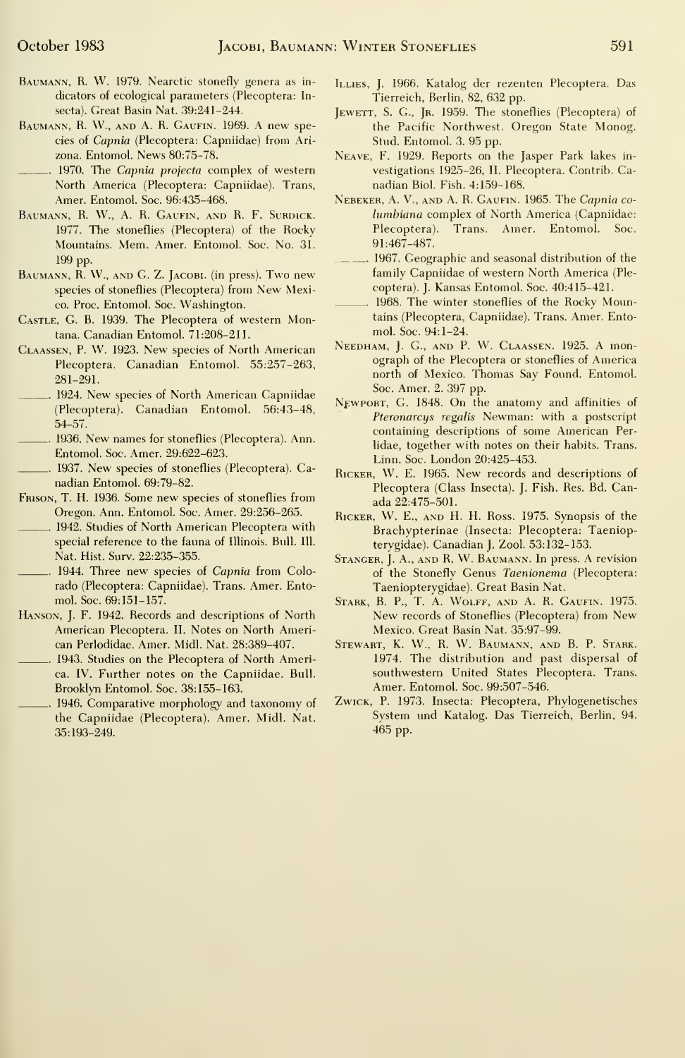Baumann, R. W. 1979. Nearctic stonefly genera as indicators of ecological parameters (Plecoptera: Insecta). Great Basin Nat. 39:241–244.

Baumann, R. W., and A. R. Gaufin. 1969. A new species of *Capnia* (Plecoptera: Capniidae) from Arizona. Entomol. News 80:75–78.

———. 1970. The *Capnia projecta* complex of western North America (Plecoptera: Capniidae). Trans, Amer. Entomol. Soc. 96:435–468.

Baumann, R. W., A. R. Gaufin, and R. F. Surdick. 1977. The stoneflies (Plecoptera) of the Rocky Mountains. Mem. Amer. Entomol. Soc. No. 31. 199 pp.

Baumann, R. W., and G. Z. Jacobi. (in press). Two new species of stoneflies (Plecoptera) from New Mexico. Proc. Entomol. Soc. Washington.

Castle, G. B. 1939. The Plecoptera of western Montana. Canadian Entomol. 71:208–211.

Claassen, P. W. 1923. New species of North American Plecoptera. Canadian Entomol. 55:257–263, 281–291.

———. 1924. New species of North American Capniidae (Plecoptera). Canadian Entomol. 56:43–48, 54–57.

———. 1936. New names for stoneflies (Plecoptera). Ann. Entomol. Soc. Amer. 29:622–623.

———. 1937. New species of stoneflies (Plecoptera). Canadian Entomol. 69:79–82.

Frison, T. H. 1936. Some new species of stoneflies from Oregon. Ann. Entomol. Soc. Amer. 29:256–265.

———. 1942. Studies of North American Plecoptera with special reference to the fauna of Illinois. Bull. Ill. Nat. Hist. Surv. 22:235–355.

———. 1944. Three new species of *Capnia* from Colorado (Plecoptera: Capniidae). Trans. Amer. Entomol. Soc. 69:151–157.

Hanson, J. F. 1942. Records and descriptions of North American Plecoptera. II. Notes on North American Perlodidae. Amer. Midl. Nat. 28:389–407.

———. 1943. Studies on the Plecoptera of North America. IV. Further notes on the Capniidae. Bull. Brooklyn Entomol. Soc. 38:155–163.

———. 1946. Comparative morphology and taxonomy of the Capniidae (Plecoptera). Amer. Midl. Nat. 35:193–249.

Illies, J. 1966. Katalog der rezenten Plecoptera. Das Tierreich, Berlin, 82, 632 pp.

Jewett, S. G., Jr. 1959. The stoneflies (Plecoptera) of the Pacific Northwest. Oregon State Monog. Stud. Entomol. 3. 95 pp.

Neave, F. 1929. Reports on the Jasper Park lakes investigations 1925–26, II. Plecoptera. Contrib. Canadian Biol. Fish. 4:159–168.

Nebeker, A. V., and A. R. Gaufin. 1965. The *Capnia columbiana* complex of North America (Capniidae: Plecoptera). Trans. Amer. Entomol. Soc. 91:467–487.

———. 1967. Geographic and seasonal distribution of the family Capniidae of western North America (Plecoptera). J. Kansas Entomol. Soc. 40:415–421.

———. 1968. The winter stoneflies of the Rocky Mountains (Plecoptera, Capniidae). Trans. Amer. Entomol. Soc. 94:1–24.

Needham, J. G., and P. W. Claassen. 1925. A monograph of the Plecoptera or stoneflies of America north of Mexico. Thomas Say Found. Entomol. Soc. Amer. 2. 397 pp.

Newport, G. 1848. On the anatomy and affinities of *Pteronarcys regalis* Newman: with a postscript containing descriptions of some American Perlidae, together with notes on their habits. Trans. Linn. Soc. London 20:425–453.

Ricker, W. E. 1965. New records and descriptions of Plecoptera (Class Insecta). J. Fish. Res. Bd. Canada 22:475–501.

Ricker, W. E., and H. H. Ross. 1975. Synopsis of the Brachypterinae (Insecta: Plecoptera: Taeniopterygidae). Canadian J. Zool. 53:132–153.

Stanger, J. A., and R. W. Baumann. In press. A revision of the Stonefly Genus *Taenionema* (Plecoptera: Taeniopterygidae). Great Basin Nat.

Stark, B. P., T. A. Wolff, and A. R. Gaufin. 1975. New records of Stoneflies (Plecoptera) from New Mexico. Great Basin Nat. 35:97–99.

Stewart, K. W., R. W. Baumann, and B. P. Stark. 1974. The distribution and past dispersal of southwestern United States Plecoptera. Trans. Amer. Entomol. Soc. 99:507–546.

Zwick, P. 1973. Insecta: Plecoptera, Phylogenetisches System und Katalog. Das Tierreich, Berlin, 94. 465 pp.